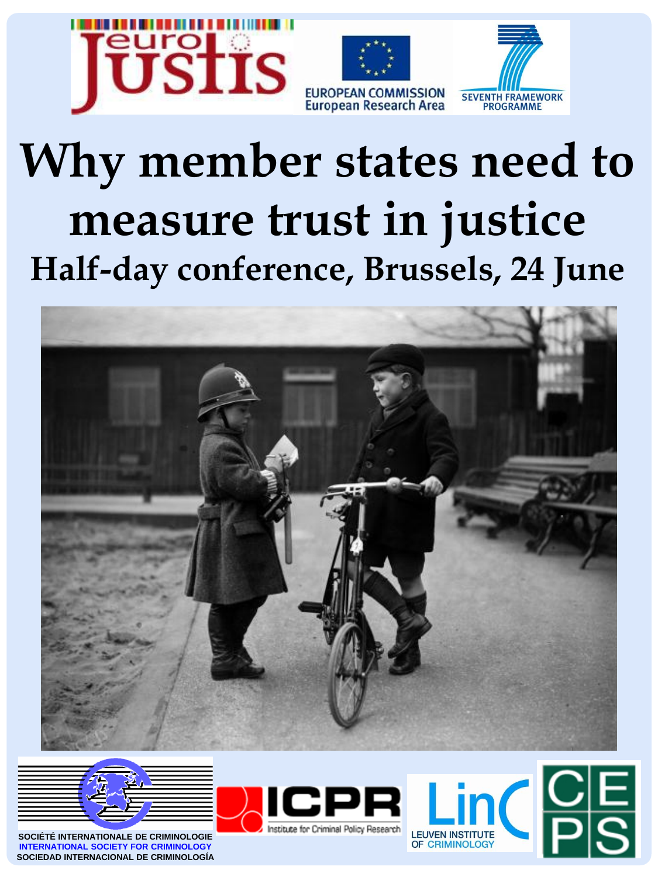# Why member states need to measure trust in justice

## Half-day conference, Brussels, 24 June

euroJustis

EUROPEAN COMMISSION
European Research Area

SEVENTH FRAMEWORK PROGRAMME

SOCIÉTÉ INTERNATIONALE DE CRIMINOLOGIE
INTERNATIONAL SOCIETY FOR CRIMINOLOGY
SOCIEDAD INTERNACIONAL DE CRIMINOLOGÍA

ICPR Institute for Criminal Policy Research

LinC LEUVEN INSTITUTE OF CRIMINOLOGY

CEPS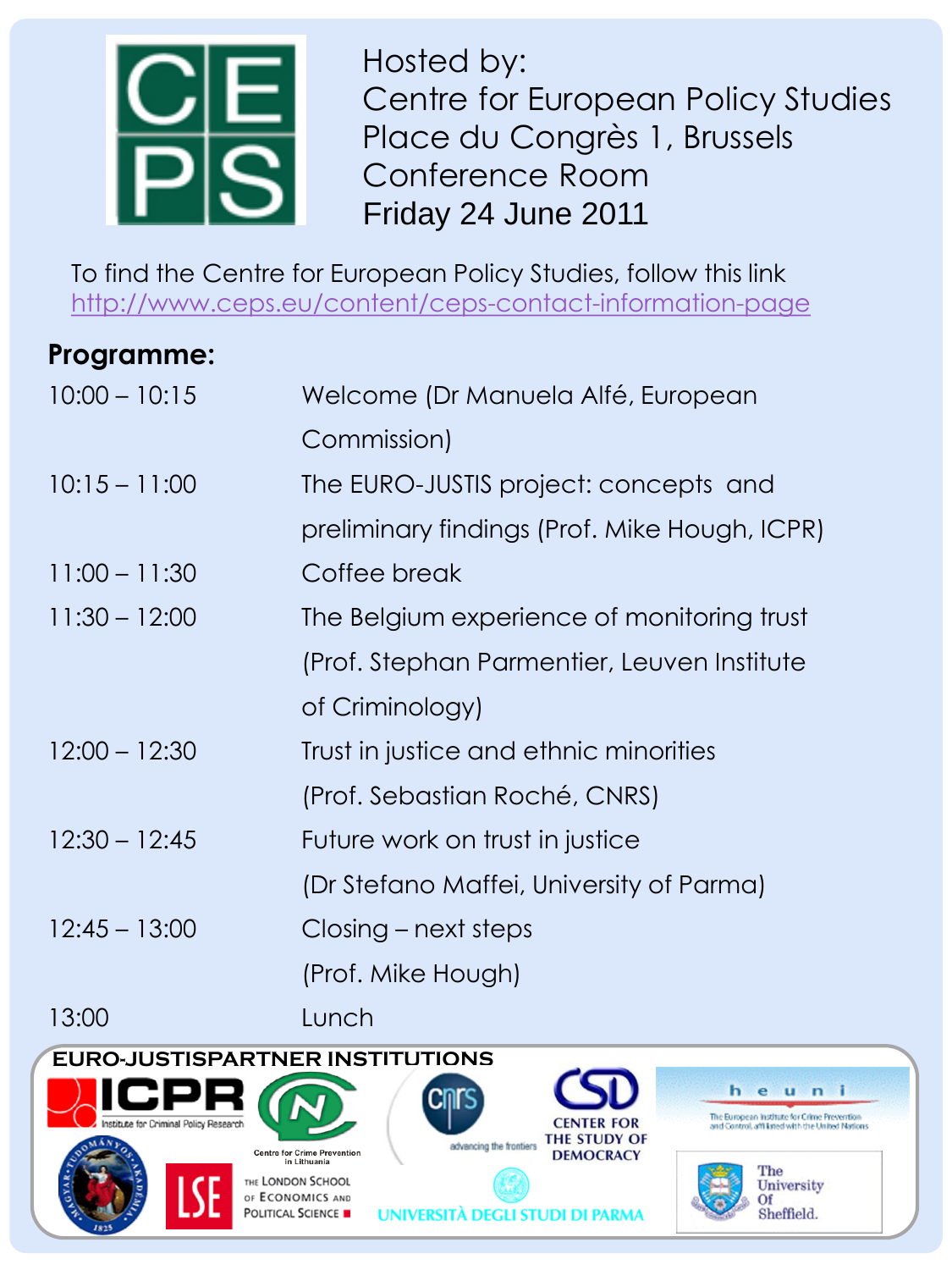Hosted by:
Centre for European Policy Studies
Place du Congrès 1, Brussels
Conference Room
Friday 24 June 2011

To find the Centre for European Policy Studies, follow this link
http://www.ceps.eu/content/ceps-contact-information-page

**Programme:**

| | |
|---|---|
| 10:00 – 10:15 | Welcome (Dr Manuela Alfé, European Commission) |
| 10:15 – 11:00 | The EURO-JUSTIS project: concepts and preliminary findings (Prof. Mike Hough, ICPR) |
| 11:00 – 11:30 | Coffee break |
| 11:30 – 12:00 | The Belgium experience of monitoring trust (Prof. Stephan Parmentier, Leuven Institute of Criminology) |
| 12:00 – 12:30 | Trust in justice and ethnic minorities (Prof. Sebastian Roché, CNRS) |
| 12:30 – 12:45 | Future work on trust in justice (Dr Stefano Maffei, University of Parma) |
| 12:45 – 13:00 | Closing – next steps (Prof. Mike Hough) |
| 13:00 | Lunch |

**EURO-JUSTISPARTNER INSTITUTIONS**

ICPR Institute for Criminal Policy Research
Centre for Crime Prevention in Lithuania
CNRS advancing the frontiers
CSD Center for the Study of Democracy
heuni The European Institute for Crime Prevention and Control, affiliated with the United Nations
Magyar Tudományos Akadémia 1825
LSE The London School of Economics and Political Science
Università degli Studi di Parma
The University Of Sheffield.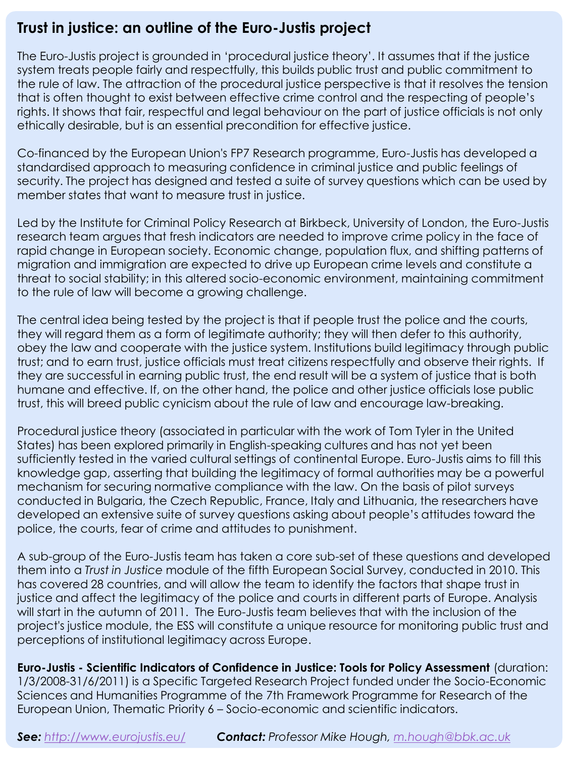## Trust in justice: an outline of the Euro-Justis project

The Euro-Justis project is grounded in 'procedural justice theory'. It assumes that if the justice system treats people fairly and respectfully, this builds public trust and public commitment to the rule of law. The attraction of the procedural justice perspective is that it resolves the tension that is often thought to exist between effective crime control and the respecting of people's rights. It shows that fair, respectful and legal behaviour on the part of justice officials is not only ethically desirable, but is an essential precondition for effective justice.

Co-financed by the European Union's FP7 Research programme, Euro-Justis has developed a standardised approach to measuring confidence in criminal justice and public feelings of security. The project has designed and tested a suite of survey questions which can be used by member states that want to measure trust in justice.

Led by the Institute for Criminal Policy Research at Birkbeck, University of London, the Euro-Justis research team argues that fresh indicators are needed to improve crime policy in the face of rapid change in European society. Economic change, population flux, and shifting patterns of migration and immigration are expected to drive up European crime levels and constitute a threat to social stability; in this altered socio-economic environment, maintaining commitment to the rule of law will become a growing challenge.

The central idea being tested by the project is that if people trust the police and the courts, they will regard them as a form of legitimate authority; they will then defer to this authority, obey the law and cooperate with the justice system. Institutions build legitimacy through public trust; and to earn trust, justice officials must treat citizens respectfully and observe their rights. If they are successful in earning public trust, the end result will be a system of justice that is both humane and effective. If, on the other hand, the police and other justice officials lose public trust, this will breed public cynicism about the rule of law and encourage law-breaking.

Procedural justice theory (associated in particular with the work of Tom Tyler in the United States) has been explored primarily in English-speaking cultures and has not yet been sufficiently tested in the varied cultural settings of continental Europe. Euro-Justis aims to fill this knowledge gap, asserting that building the legitimacy of formal authorities may be a powerful mechanism for securing normative compliance with the law. On the basis of pilot surveys conducted in Bulgaria, the Czech Republic, France, Italy and Lithuania, the researchers have developed an extensive suite of survey questions asking about people's attitudes toward the police, the courts, fear of crime and attitudes to punishment.

A sub-group of the Euro-Justis team has taken a core sub-set of these questions and developed them into a *Trust in Justice* module of the fifth European Social Survey, conducted in 2010. This has covered 28 countries, and will allow the team to identify the factors that shape trust in justice and affect the legitimacy of the police and courts in different parts of Europe. Analysis will start in the autumn of 2011. The Euro-Justis team believes that with the inclusion of the project's justice module, the ESS will constitute a unique resource for monitoring public trust and perceptions of institutional legitimacy across Europe.

**Euro-Justis - Scientific Indicators of Confidence in Justice: Tools for Policy Assessment** (duration: 1/3/2008-31/6/2011) is a Specific Targeted Research Project funded under the Socio-Economic Sciences and Humanities Programme of the 7th Framework Programme for Research of the European Union, Thematic Priority 6 – Socio-economic and scientific indicators.

***See:*** *http://www.eurojustis.eu/* ***Contact:*** *Professor Mike Hough, m.hough@bbk.ac.uk*